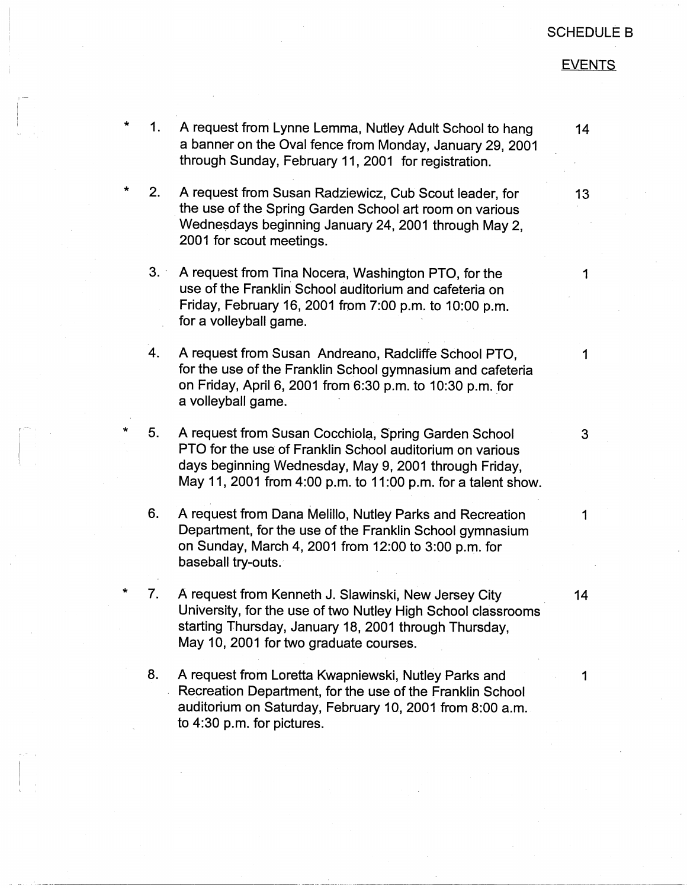SCHEDULE B

EVENTS

| | | | |
|---|---|---|---|
| * | 1. | A request from Lynne Lemma, Nutley Adult School to hang a banner on the Oval fence from Monday, January 29, 2001 through Sunday, February 11, 2001 for registration. | 14 |
| * | 2. | A request from Susan Radziewicz, Cub Scout leader, for the use of the Spring Garden School art room on various Wednesdays beginning January 24, 2001 through May 2, 2001 for scout meetings. | 13 |
| | 3. | A request from Tina Nocera, Washington PTO, for the use of the Franklin School auditorium and cafeteria on Friday, February 16, 2001 from 7:00 p.m. to 10:00 p.m. for a volleyball game. | 1 |
| | 4. | A request from Susan Andreano, Radcliffe School PTO, for the use of the Franklin School gymnasium and cafeteria on Friday, April 6, 2001 from 6:30 p.m. to 10:30 p.m. for a volleyball game. | 1 |
| * | 5. | A request from Susan Cocchiola, Spring Garden School PTO for the use of Franklin School auditorium on various days beginning Wednesday, May 9, 2001 through Friday, May 11, 2001 from 4:00 p.m. to 11:00 p.m. for a talent show. | 3 |
| | 6. | A request from Dana Melillo, Nutley Parks and Recreation Department, for the use of the Franklin School gymnasium on Sunday, March 4, 2001 from 12:00 to 3:00 p.m. for baseball try-outs. | 1 |
| * | 7. | A request from Kenneth J. Slawinski, New Jersey City University, for the use of two Nutley High School classrooms starting Thursday, January 18, 2001 through Thursday, May 10, 2001 for two graduate courses. | 14 |
| | 8. | A request from Loretta Kwapniewski, Nutley Parks and Recreation Department, for the use of the Franklin School auditorium on Saturday, February 10, 2001 from 8:00 a.m. to 4:30 p.m. for pictures. | 1 |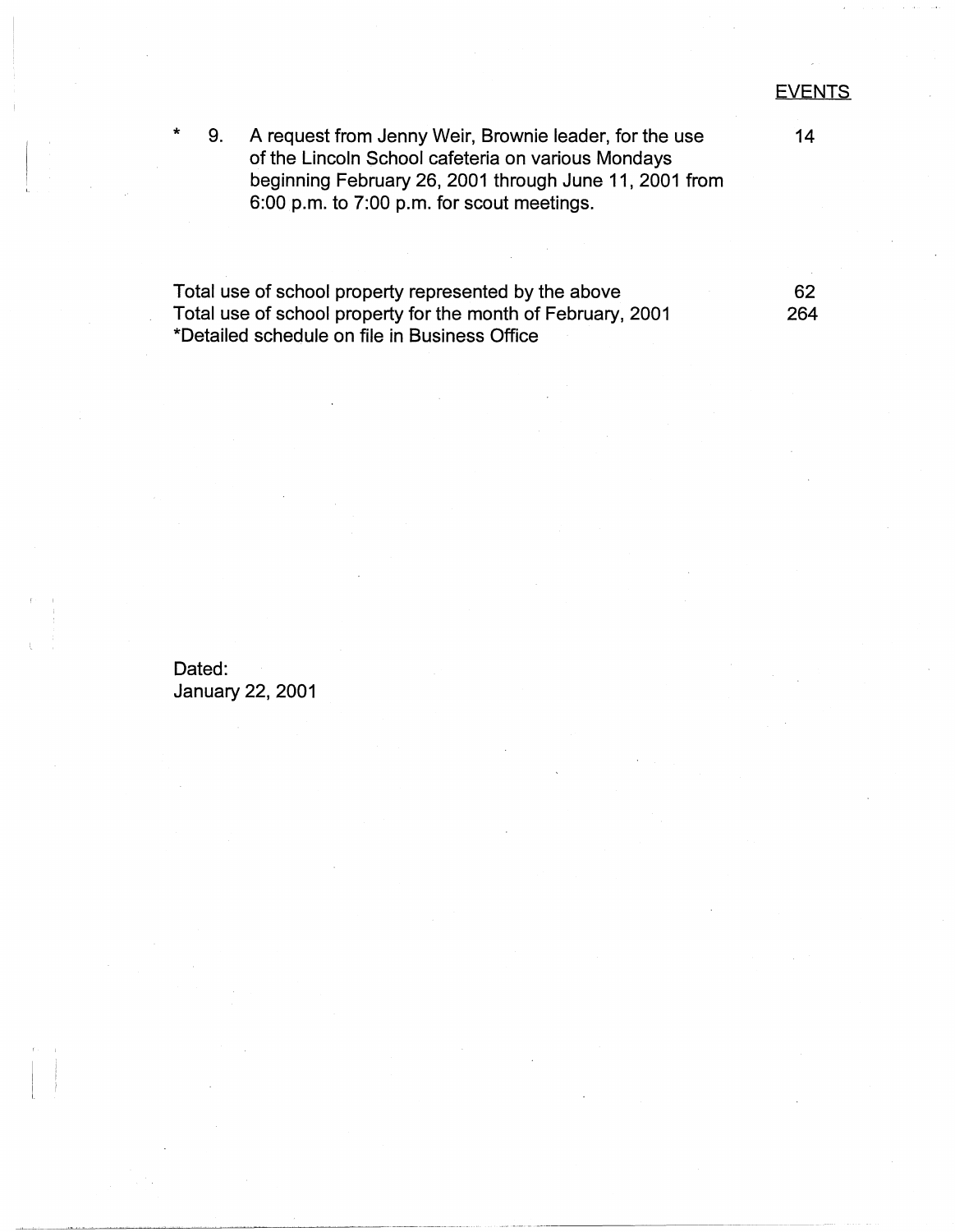EVENTS

| | | |
|---|---|---|
| * 9. | A request from Jenny Weir, Brownie leader, for the use of the Lincoln School cafeteria on various Mondays beginning February 26, 2001 through June 11, 2001 from 6:00 p.m. to 7:00 p.m. for scout meetings. | 14 |

| | |
|---|---|
| Total use of school property represented by the above | 62 |
| Total use of school property for the month of February, 2001 | 264 |

*Detailed schedule on file in Business Office

Dated:
January 22, 2001